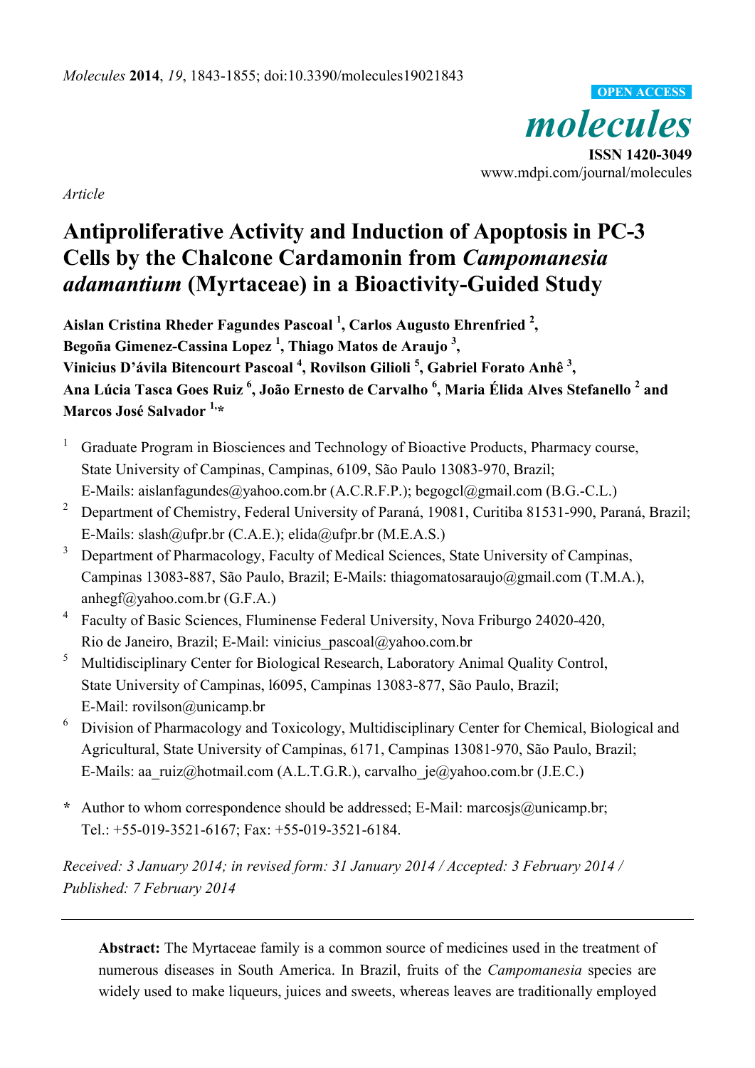*Article*

# Antiproliferative Activity and Induction of Apoptosis in PC-3 Cells by the Chalcone Cardamonin from *Campomanesia adamantium* (Myrtaceae) in a Bioactivity-Guided Study

**Aislan Cristina Rheder Fagundes Pascoal [1], Carlos Augusto Ehrenfried [2], Begoña Gimenez-Cassina Lopez [1], Thiago Matos de Araujo [3], Vinicius D'ávila Bitencourt Pascoal [4], Rovilson Gilioli [5], Gabriel Forato Anhê [3], Ana Lúcia Tasca Goes Ruiz [6], João Ernesto de Carvalho [6], Maria Élida Alves Stefanello [2] and Marcos José Salvador [1,*]**

[1] Graduate Program in Biosciences and Technology of Bioactive Products, Pharmacy course, State University of Campinas, Campinas, 6109, São Paulo 13083-970, Brazil; E-Mails: aislanfagundes@yahoo.com.br (A.C.R.F.P.); begogcl@gmail.com (B.G.-C.L.)

[2] Department of Chemistry, Federal University of Paraná, 19081, Curitiba 81531-990, Paraná, Brazil; E-Mails: slash@ufpr.br (C.A.E.); elida@ufpr.br (M.E.A.S.)

[3] Department of Pharmacology, Faculty of Medical Sciences, State University of Campinas, Campinas 13083-887, São Paulo, Brazil; E-Mails: thiagomatosaraujo@gmail.com (T.M.A.), anhegf@yahoo.com.br (G.F.A.)

[4] Faculty of Basic Sciences, Fluminense Federal University, Nova Friburgo 24020-420, Rio de Janeiro, Brazil; E-Mail: vinicius_pascoal@yahoo.com.br

[5] Multidisciplinary Center for Biological Research, Laboratory Animal Quality Control, State University of Campinas, l6095, Campinas 13083-877, São Paulo, Brazil; E-Mail: rovilson@unicamp.br

[6] Division of Pharmacology and Toxicology, Multidisciplinary Center for Chemical, Biological and Agricultural, State University of Campinas, 6171, Campinas 13081-970, São Paulo, Brazil; E-Mails: aa_ruiz@hotmail.com (A.L.T.G.R.), carvalho_je@yahoo.com.br (J.E.C.)

\* Author to whom correspondence should be addressed; E-Mail: marcosjs@unicamp.br; Tel.: +55-019-3521-6167; Fax: +55-019-3521-6184.

*Received: 3 January 2014; in revised form: 31 January 2014 / Accepted: 3 February 2014 / Published: 7 February 2014*

---

**Abstract:** The Myrtaceae family is a common source of medicines used in the treatment of numerous diseases in South America. In Brazil, fruits of the *Campomanesia* species are widely used to make liqueurs, juices and sweets, whereas leaves are traditionally employed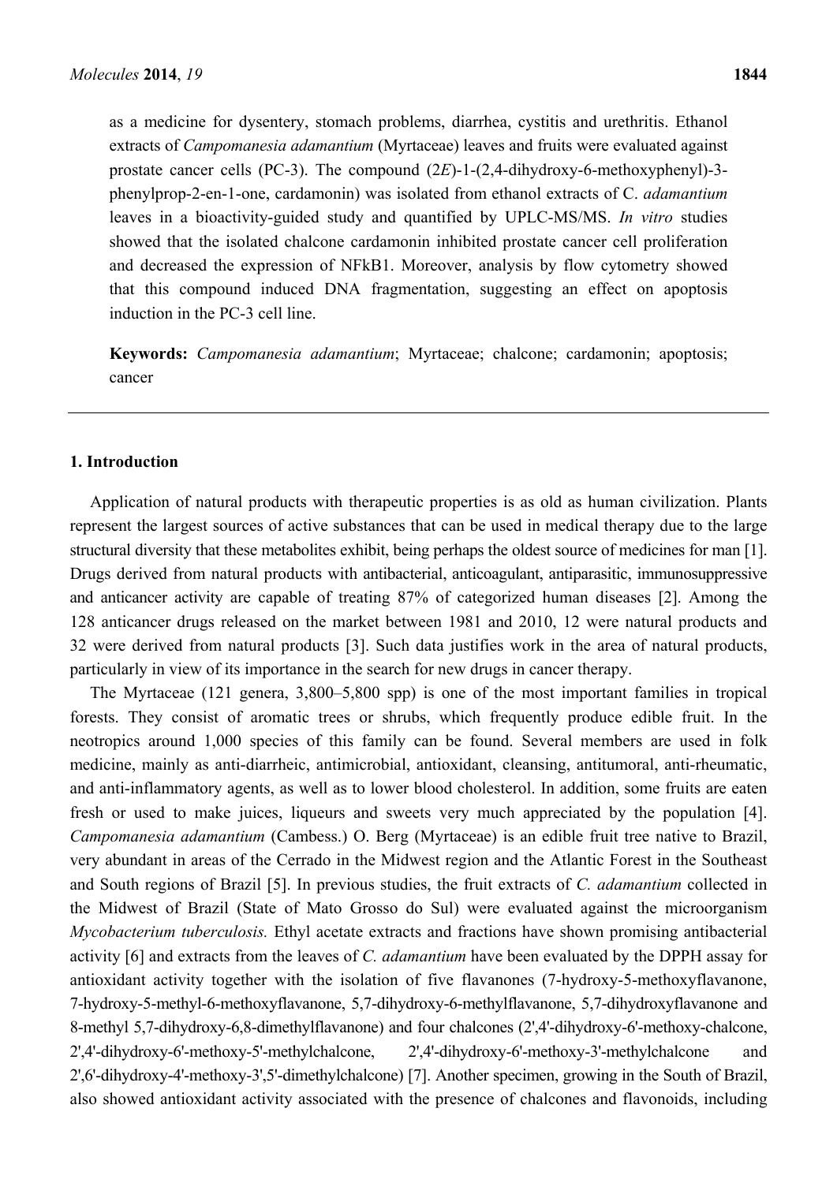as a medicine for dysentery, stomach problems, diarrhea, cystitis and urethritis. Ethanol extracts of *Campomanesia adamantium* (Myrtaceae) leaves and fruits were evaluated against prostate cancer cells (PC-3). The compound (2*E*)-1-(2,4-dihydroxy-6-methoxyphenyl)-3-phenylprop-2-en-1-one, cardamonin) was isolated from ethanol extracts of C. *adamantium* leaves in a bioactivity-guided study and quantified by UPLC-MS/MS. *In vitro* studies showed that the isolated chalcone cardamonin inhibited prostate cancer cell proliferation and decreased the expression of NFkB1. Moreover, analysis by flow cytometry showed that this compound induced DNA fragmentation, suggesting an effect on apoptosis induction in the PC-3 cell line.

**Keywords:** *Campomanesia adamantium*; Myrtaceae; chalcone; cardamonin; apoptosis; cancer

## 1. Introduction

Application of natural products with therapeutic properties is as old as human civilization. Plants represent the largest sources of active substances that can be used in medical therapy due to the large structural diversity that these metabolites exhibit, being perhaps the oldest source of medicines for man [1]. Drugs derived from natural products with antibacterial, anticoagulant, antiparasitic, immunosuppressive and anticancer activity are capable of treating 87% of categorized human diseases [2]. Among the 128 anticancer drugs released on the market between 1981 and 2010, 12 were natural products and 32 were derived from natural products [3]. Such data justifies work in the area of natural products, particularly in view of its importance in the search for new drugs in cancer therapy.

The Myrtaceae (121 genera, 3,800–5,800 spp) is one of the most important families in tropical forests. They consist of aromatic trees or shrubs, which frequently produce edible fruit. In the neotropics around 1,000 species of this family can be found. Several members are used in folk medicine, mainly as anti-diarrheic, antimicrobial, antioxidant, cleansing, antitumoral, anti-rheumatic, and anti-inflammatory agents, as well as to lower blood cholesterol. In addition, some fruits are eaten fresh or used to make juices, liqueurs and sweets very much appreciated by the population [4]. *Campomanesia adamantium* (Cambess.) O. Berg (Myrtaceae) is an edible fruit tree native to Brazil, very abundant in areas of the Cerrado in the Midwest region and the Atlantic Forest in the Southeast and South regions of Brazil [5]. In previous studies, the fruit extracts of *C. adamantium* collected in the Midwest of Brazil (State of Mato Grosso do Sul) were evaluated against the microorganism *Mycobacterium tuberculosis.* Ethyl acetate extracts and fractions have shown promising antibacterial activity [6] and extracts from the leaves of *C. adamantium* have been evaluated by the DPPH assay for antioxidant activity together with the isolation of five flavanones (7-hydroxy-5-methoxyflavanone, 7-hydroxy-5-methyl-6-methoxyflavanone, 5,7-dihydroxy-6-methylflavanone, 5,7-dihydroxyflavanone and 8-methyl 5,7-dihydroxy-6,8-dimethylflavanone) and four chalcones (2',4'-dihydroxy-6'-methoxy-chalcone, 2',4'-dihydroxy-6'-methoxy-5'-methylchalcone, 2',4'-dihydroxy-6'-methoxy-3'-methylchalcone and 2',6'-dihydroxy-4'-methoxy-3',5'-dimethylchalcone) [7]. Another specimen, growing in the South of Brazil, also showed antioxidant activity associated with the presence of chalcones and flavonoids, including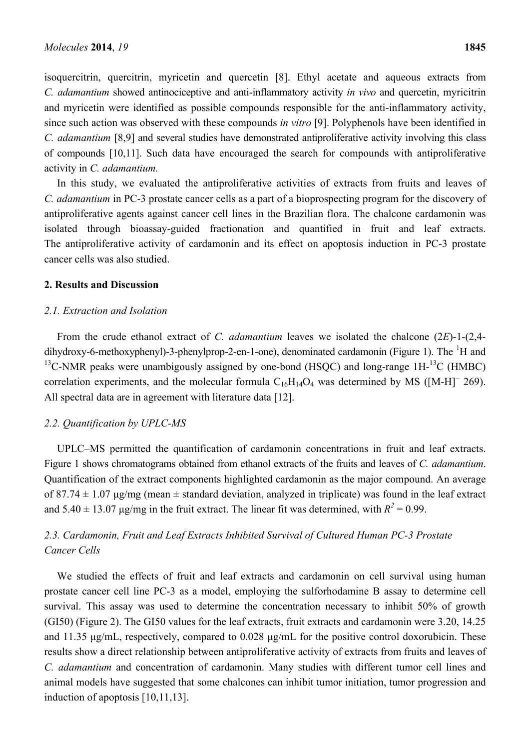isoquercitrin, quercitrin, myricetin and quercetin [8]. Ethyl acetate and aqueous extracts from *C. adamantium* showed antinociceptive and anti-inflammatory activity *in vivo* and quercetin, myricitrin and myricetin were identified as possible compounds responsible for the anti-inflammatory activity, since such action was observed with these compounds *in vitro* [9]. Polyphenols have been identified in *C. adamantium* [8,9] and several studies have demonstrated antiproliferative activity involving this class of compounds [10,11]. Such data have encouraged the search for compounds with antiproliferative activity in *C. adamantium.*

In this study, we evaluated the antiproliferative activities of extracts from fruits and leaves of *C. adamantium* in PC-3 prostate cancer cells as a part of a bioprospecting program for the discovery of antiproliferative agents against cancer cell lines in the Brazilian flora. The chalcone cardamonin was isolated through bioassay-guided fractionation and quantified in fruit and leaf extracts. The antiproliferative activity of cardamonin and its effect on apoptosis induction in PC-3 prostate cancer cells was also studied.

## 2. Results and Discussion

### 2.1. Extraction and Isolation

From the crude ethanol extract of *C. adamantium* leaves we isolated the chalcone (2*E*)-1-(2,4-dihydroxy-6-methoxyphenyl)-3-phenylprop-2-en-1-one), denominated cardamonin (Figure 1). The $^{1}H$ and $^{13}C$-NMR peaks were unambigously assigned by one-bond (HSQC) and long-range 1H-$^{13}C$ (HMBC) correlation experiments, and the molecular formula $C_{16}H_{14}O_4$ was determined by MS ($[M-H]^-$ 269). All spectral data are in agreement with literature data [12].

### 2.2. Quantification by UPLC-MS

UPLC–MS permitted the quantification of cardamonin concentrations in fruit and leaf extracts. Figure 1 shows chromatograms obtained from ethanol extracts of the fruits and leaves of *C. adamantium*. Quantification of the extract components highlighted cardamonin as the major compound. An average of 87.74 ± 1.07 μg/mg (mean ± standard deviation, analyzed in triplicate) was found in the leaf extract and 5.40 ± 13.07 μg/mg in the fruit extract. The linear fit was determined, with $R^2$ = 0.99.

### 2.3. Cardamonin, Fruit and Leaf Extracts Inhibited Survival of Cultured Human PC-3 Prostate Cancer Cells

We studied the effects of fruit and leaf extracts and cardamonin on cell survival using human prostate cancer cell line PC-3 as a model, employing the sulforhodamine B assay to determine cell survival. This assay was used to determine the concentration necessary to inhibit 50% of growth (GI50) (Figure 2). The GI50 values for the leaf extracts, fruit extracts and cardamonin were 3.20, 14.25 and 11.35 μg/mL, respectively, compared to 0.028 μg/mL for the positive control doxorubicin. These results show a direct relationship between antiproliferative activity of extracts from fruits and leaves of *C. adamantium* and concentration of cardamonin. Many studies with different tumor cell lines and animal models have suggested that some chalcones can inhibit tumor initiation, tumor progression and induction of apoptosis [10,11,13].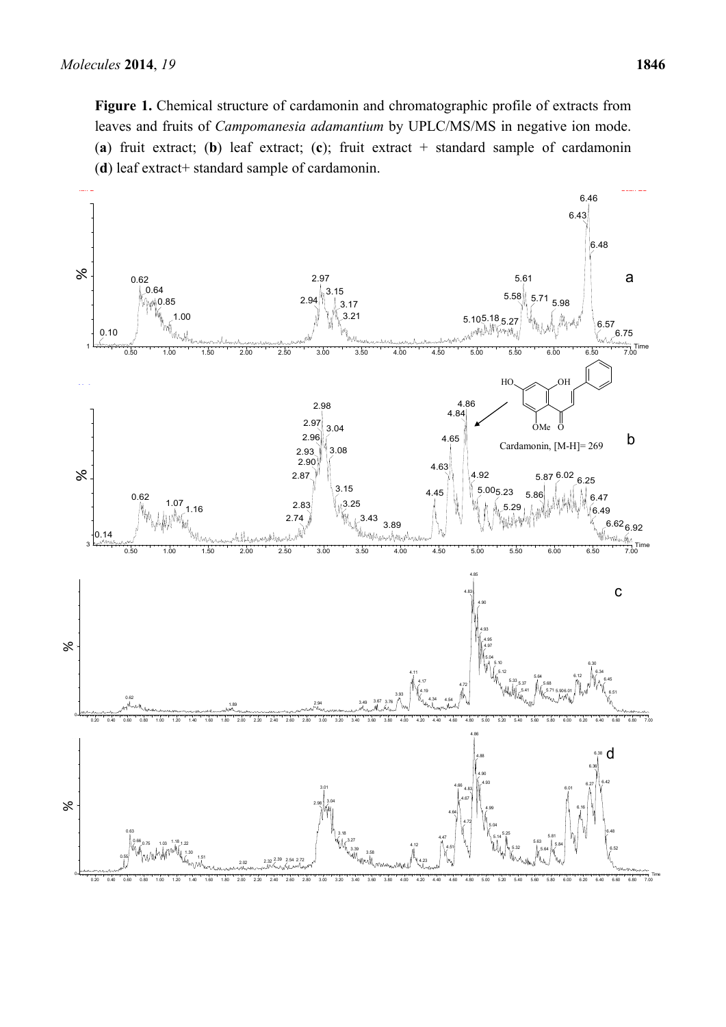**Figure 1.** Chemical structure of cardamonin and chromatographic profile of extracts from leaves and fruits of *Campomanesia adamantium* by UPLC/MS/MS in negative ion mode. (**a**) fruit extract; (**b**) leaf extract; (**c**); fruit extract + standard sample of cardamonin (**d**) leaf extract+ standard sample of cardamonin.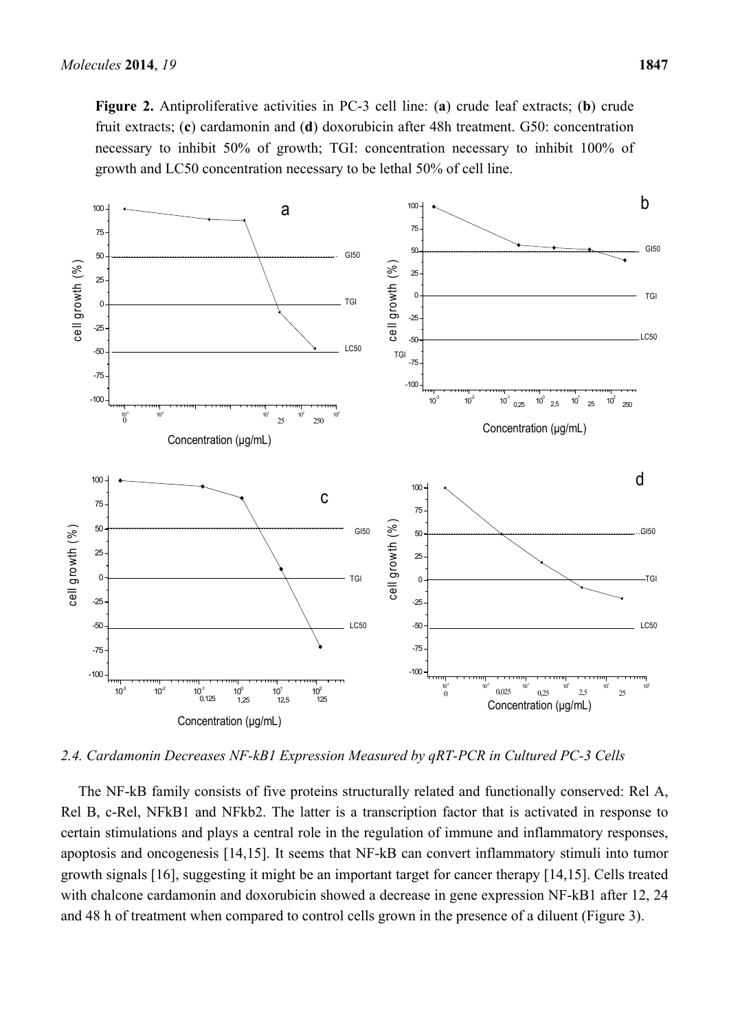**Figure 2.** Antiproliferative activities in PC-3 cell line: (**a**) crude leaf extracts; (**b**) crude fruit extracts; (**c**) cardamonin and (**d**) doxorubicin after 48h treatment. G50: concentration necessary to inhibit 50% of growth; TGI: concentration necessary to inhibit 100% of growth and LC50 concentration necessary to be lethal 50% of cell line.

### *2.4. Cardamonin Decreases NF-kB1 Expression Measured by qRT-PCR in Cultured PC-3 Cells*

The NF-kB family consists of five proteins structurally related and functionally conserved: Rel A, Rel B, c-Rel, NFkB1 and NFkb2. The latter is a transcription factor that is activated in response to certain stimulations and plays a central role in the regulation of immune and inflammatory responses, apoptosis and oncogenesis [14,15]. It seems that NF-kB can convert inflammatory stimuli into tumor growth signals [16], suggesting it might be an important target for cancer therapy [14,15]. Cells treated with chalcone cardamonin and doxorubicin showed a decrease in gene expression NF-kB1 after 12, 24 and 48 h of treatment when compared to control cells grown in the presence of a diluent (Figure 3).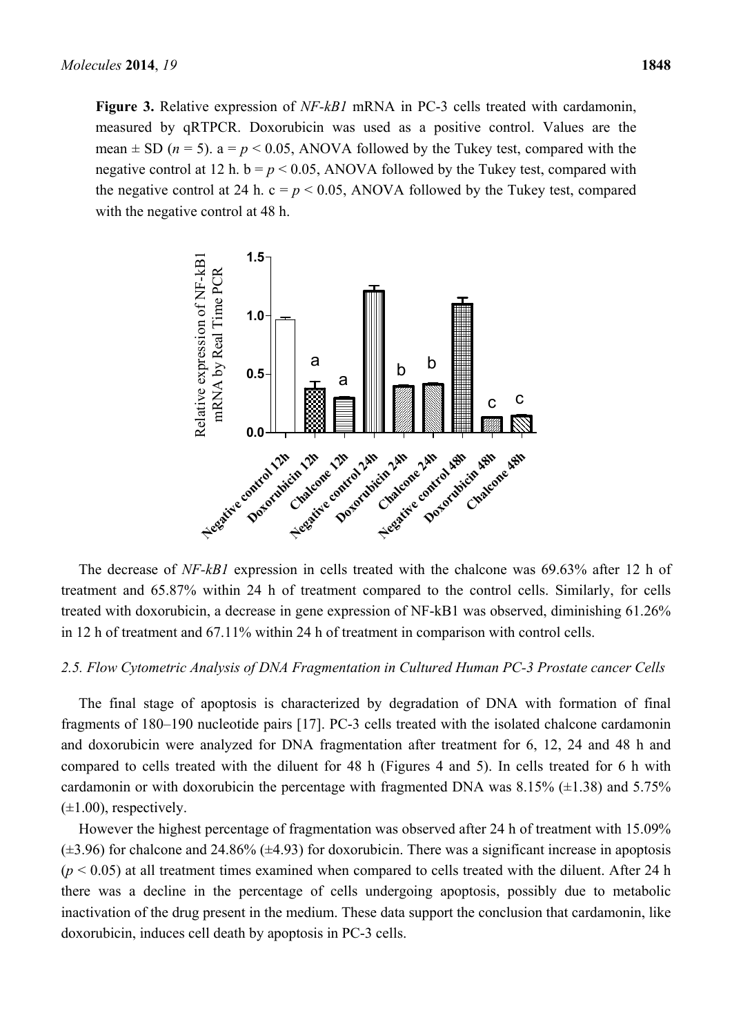**Figure 3.** Relative expression of *NF-kB1* mRNA in PC-3 cells treated with cardamonin, measured by qRTPCR. Doxorubicin was used as a positive control. Values are the mean ± SD ($n$ = 5). a = $p < 0.05$, ANOVA followed by the Tukey test, compared with the negative control at 12 h. b = $p < 0.05$, ANOVA followed by the Tukey test, compared with the negative control at 24 h. c = $p < 0.05$, ANOVA followed by the Tukey test, compared with the negative control at 48 h.

The decrease of *NF-kB1* expression in cells treated with the chalcone was 69.63% after 12 h of treatment and 65.87% within 24 h of treatment compared to the control cells. Similarly, for cells treated with doxorubicin, a decrease in gene expression of NF-kB1 was observed, diminishing 61.26% in 12 h of treatment and 67.11% within 24 h of treatment in comparison with control cells.

### *2.5. Flow Cytometric Analysis of DNA Fragmentation in Cultured Human PC-3 Prostate cancer Cells*

The final stage of apoptosis is characterized by degradation of DNA with formation of final fragments of 180–190 nucleotide pairs [17]. PC-3 cells treated with the isolated chalcone cardamonin and doxorubicin were analyzed for DNA fragmentation after treatment for 6, 12, 24 and 48 h and compared to cells treated with the diluent for 48 h (Figures 4 and 5). In cells treated for 6 h with cardamonin or with doxorubicin the percentage with fragmented DNA was 8.15% (±1.38) and 5.75% (±1.00), respectively.

However the highest percentage of fragmentation was observed after 24 h of treatment with 15.09% (±3.96) for chalcone and 24.86% (±4.93) for doxorubicin. There was a significant increase in apoptosis ($p < 0.05$) at all treatment times examined when compared to cells treated with the diluent. After 24 h there was a decline in the percentage of cells undergoing apoptosis, possibly due to metabolic inactivation of the drug present in the medium. These data support the conclusion that cardamonin, like doxorubicin, induces cell death by apoptosis in PC-3 cells.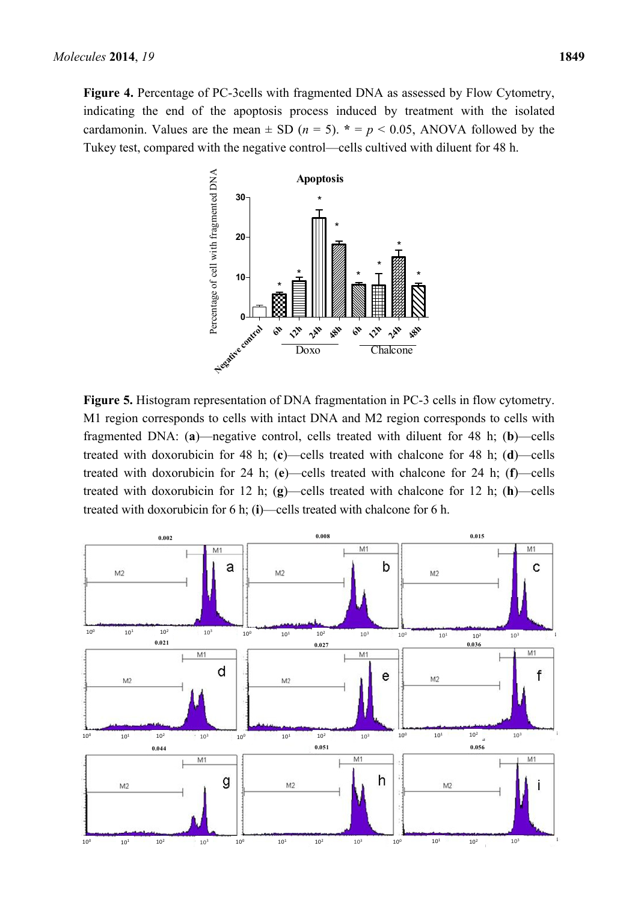**Figure 4.** Percentage of PC-3cells with fragmented DNA as assessed by Flow Cytometry, indicating the end of the apoptosis process induced by treatment with the isolated cardamonin. Values are the mean ± SD ($n = 5$). * = $p < 0.05$, ANOVA followed by the Tukey test, compared with the negative control—cells cultived with diluent for 48 h.

**Figure 5.** Histogram representation of DNA fragmentation in PC-3 cells in flow cytometry. M1 region corresponds to cells with intact DNA and M2 region corresponds to cells with fragmented DNA: (**a**)—negative control, cells treated with diluent for 48 h; (**b**)—cells treated with doxorubicin for 48 h; (**c**)—cells treated with chalcone for 48 h; (**d**)—cells treated with doxorubicin for 24 h; (**e**)—cells treated with chalcone for 24 h; (**f**)—cells treated with doxorubicin for 12 h; (**g**)—cells treated with chalcone for 12 h; (**h**)—cells treated with doxorubicin for 6 h; (**i**)—cells treated with chalcone for 6 h.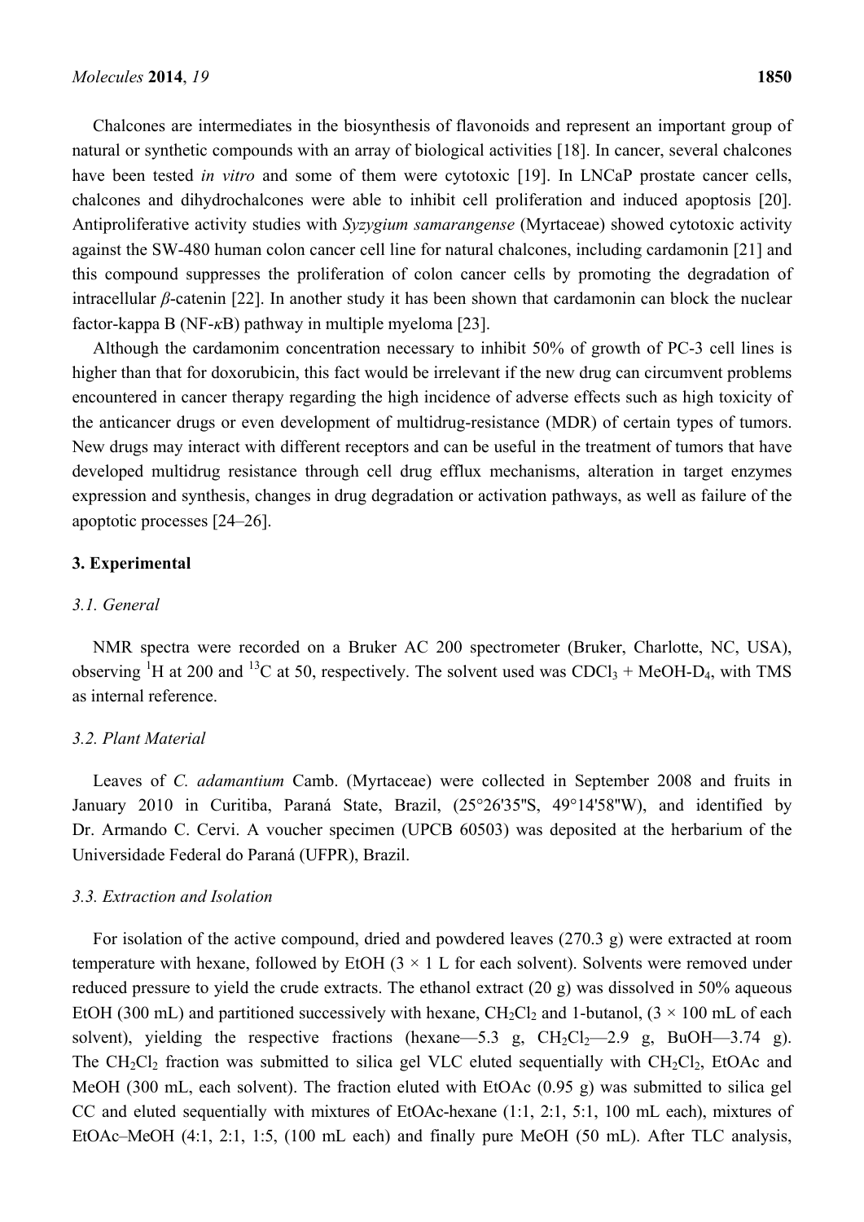Chalcones are intermediates in the biosynthesis of flavonoids and represent an important group of natural or synthetic compounds with an array of biological activities [18]. In cancer, several chalcones have been tested *in vitro* and some of them were cytotoxic [19]. In LNCaP prostate cancer cells, chalcones and dihydrochalcones were able to inhibit cell proliferation and induced apoptosis [20]. Antiproliferative activity studies with *Syzygium samarangense* (Myrtaceae) showed cytotoxic activity against the SW-480 human colon cancer cell line for natural chalcones, including cardamonin [21] and this compound suppresses the proliferation of colon cancer cells by promoting the degradation of intracellular $\beta$-catenin [22]. In another study it has been shown that cardamonin can block the nuclear factor-kappa B (NF-$\kappa$B) pathway in multiple myeloma [23].

Although the cardamonim concentration necessary to inhibit 50% of growth of PC-3 cell lines is higher than that for doxorubicin, this fact would be irrelevant if the new drug can circumvent problems encountered in cancer therapy regarding the high incidence of adverse effects such as high toxicity of the anticancer drugs or even development of multidrug-resistance (MDR) of certain types of tumors. New drugs may interact with different receptors and can be useful in the treatment of tumors that have developed multidrug resistance through cell drug efflux mechanisms, alteration in target enzymes expression and synthesis, changes in drug degradation or activation pathways, as well as failure of the apoptotic processes [24–26].

## 3. Experimental

### 3.1. General

NMR spectra were recorded on a Bruker AC 200 spectrometer (Bruker, Charlotte, NC, USA), observing $^{1}H$ at 200 and $^{13}C$ at 50, respectively. The solvent used was $CDCl_3$ + MeOH-$D_4$, with TMS as internal reference.

### 3.2. Plant Material

Leaves of *C. adamantium* Camb. (Myrtaceae) were collected in September 2008 and fruits in January 2010 in Curitiba, Paraná State, Brazil, (25°26'35''S, 49°14'58''W), and identified by Dr. Armando C. Cervi. A voucher specimen (UPCB 60503) was deposited at the herbarium of the Universidade Federal do Paraná (UFPR), Brazil.

### 3.3. Extraction and Isolation

For isolation of the active compound, dried and powdered leaves (270.3 g) were extracted at room temperature with hexane, followed by EtOH (3 × 1 L for each solvent). Solvents were removed under reduced pressure to yield the crude extracts. The ethanol extract (20 g) was dissolved in 50% aqueous EtOH (300 mL) and partitioned successively with hexane, $CH_2Cl_2$ and 1-butanol, (3 × 100 mL of each solvent), yielding the respective fractions (hexane—5.3 g, $CH_2Cl_2$—2.9 g, BuOH—3.74 g). The $CH_2Cl_2$ fraction was submitted to silica gel VLC eluted sequentially with $CH_2Cl_2$, EtOAc and MeOH (300 mL, each solvent). The fraction eluted with EtOAc (0.95 g) was submitted to silica gel CC and eluted sequentially with mixtures of EtOAc-hexane (1:1, 2:1, 5:1, 100 mL each), mixtures of EtOAc–MeOH (4:1, 2:1, 1:5, (100 mL each) and finally pure MeOH (50 mL). After TLC analysis,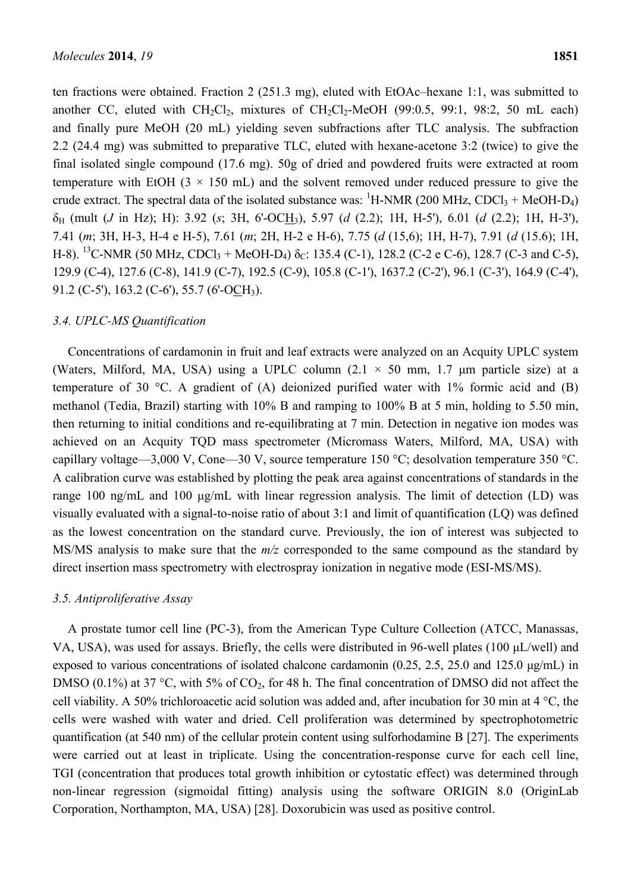ten fractions were obtained. Fraction 2 (251.3 mg), eluted with EtOAc–hexane 1:1, was submitted to another CC, eluted with $CH_2Cl_2$, mixtures of $CH_2Cl_2$-MeOH (99:0.5, 99:1, 98:2, 50 mL each) and finally pure MeOH (20 mL) yielding seven subfractions after TLC analysis. The subfraction 2.2 (24.4 mg) was submitted to preparative TLC, eluted with hexane-acetone 3:2 (twice) to give the final isolated single compound (17.6 mg). 50g of dried and powdered fruits were extracted at room temperature with EtOH (3 × 150 mL) and the solvent removed under reduced pressure to give the crude extract. The spectral data of the isolated substance was: $^1$H-NMR (200 MHz, $CDCl_3$ + MeOH-$D_4$) $\delta_H$ (mult (*J* in Hz); H): 3.92 (*s*; 3H, 6'-OC<u>H</u>$_3$), 5.97 (*d* (2.2); 1H, H-5'), 6.01 (*d* (2.2); 1H, H-3'), 7.41 (*m*; 3H, H-3, H-4 e H-5), 7.61 (*m*; 2H, H-2 e H-6), 7.75 (*d* (15,6); 1H, H-7), 7.91 (*d* (15.6); 1H, H-8). $^{13}$C-NMR (50 MHz, $CDCl_3$ + MeOH-$D_4$) $\delta_C$: 135.4 (C-1), 128.2 (C-2 e C-6), 128.7 (C-3 and C-5), 129.9 (C-4), 127.6 (C-8), 141.9 (C-7), 192.5 (C-9), 105.8 (C-1'), 1637.2 (C-2'), 96.1 (C-3'), 164.9 (C-4'), 91.2 (C-5'), 163.2 (C-6'), 55.7 (6'-O<u>C</u>H$_3$).

### 3.4. UPLC-MS Quantification

Concentrations of cardamonin in fruit and leaf extracts were analyzed on an Acquity UPLC system (Waters, Milford, MA, USA) using a UPLC column (2.1 × 50 mm, 1.7 μm particle size) at a temperature of 30 °C. A gradient of (A) deionized purified water with 1% formic acid and (B) methanol (Tedia, Brazil) starting with 10% B and ramping to 100% B at 5 min, holding to 5.50 min, then returning to initial conditions and re-equilibrating at 7 min. Detection in negative ion modes was achieved on an Acquity TQD mass spectrometer (Micromass Waters, Milford, MA, USA) with capillary voltage—3,000 V, Cone—30 V, source temperature 150 °C; desolvation temperature 350 °C. A calibration curve was established by plotting the peak area against concentrations of standards in the range 100 ng/mL and 100 μg/mL with linear regression analysis. The limit of detection (LD) was visually evaluated with a signal-to-noise ratio of about 3:1 and limit of quantification (LQ) was defined as the lowest concentration on the standard curve. Previously, the ion of interest was subjected to MS/MS analysis to make sure that the *m/z* corresponded to the same compound as the standard by direct insertion mass spectrometry with electrospray ionization in negative mode (ESI-MS/MS).

### 3.5. Antiproliferative Assay

A prostate tumor cell line (PC-3), from the American Type Culture Collection (ATCC, Manassas, VA, USA), was used for assays. Briefly, the cells were distributed in 96-well plates (100 μL/well) and exposed to various concentrations of isolated chalcone cardamonin (0.25, 2.5, 25.0 and 125.0 μg/mL) in DMSO (0.1%) at 37 °C, with 5% of $CO_2$, for 48 h. The final concentration of DMSO did not affect the cell viability. A 50% trichloroacetic acid solution was added and, after incubation for 30 min at 4 °C, the cells were washed with water and dried. Cell proliferation was determined by spectrophotometric quantification (at 540 nm) of the cellular protein content using sulforhodamine B [27]. The experiments were carried out at least in triplicate. Using the concentration-response curve for each cell line, TGI (concentration that produces total growth inhibition or cytostatic effect) was determined through non-linear regression (sigmoidal fitting) analysis using the software ORIGIN 8.0 (OriginLab Corporation, Northampton, MA, USA) [28]. Doxorubicin was used as positive control.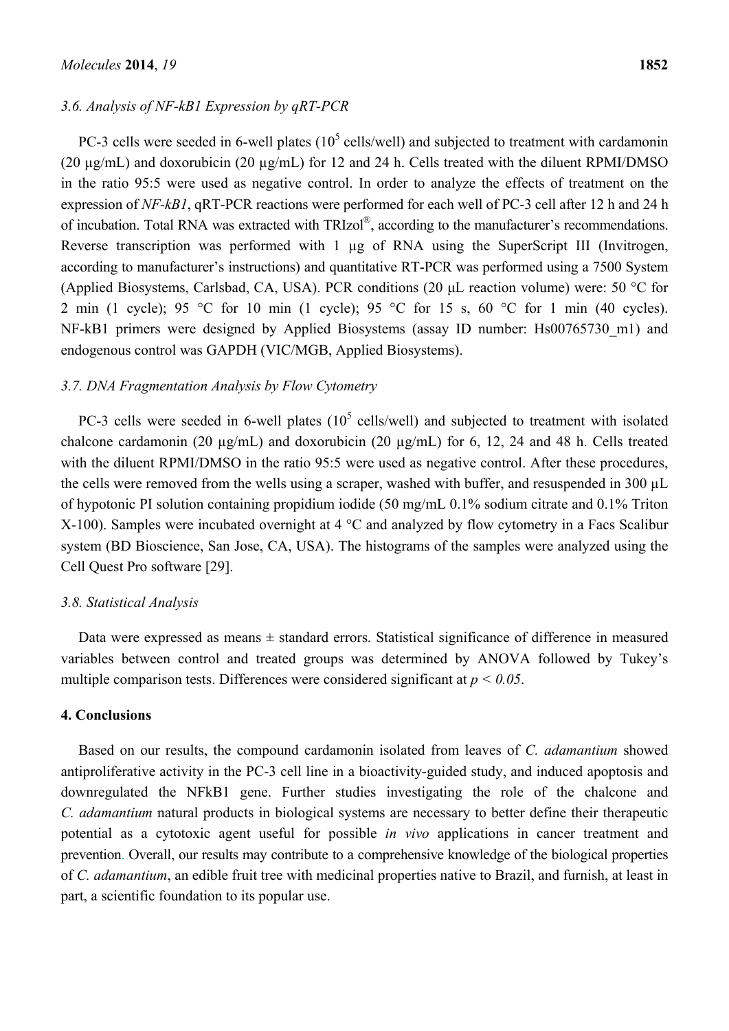### *3.6. Analysis of NF-kB1 Expression by qRT-PCR*

PC-3 cells were seeded in 6-well plates ($10^5$ cells/well) and subjected to treatment with cardamonin (20 µg/mL) and doxorubicin (20 µg/mL) for 12 and 24 h. Cells treated with the diluent RPMI/DMSO in the ratio 95:5 were used as negative control. In order to analyze the effects of treatment on the expression of *NF-kB1*, qRT-PCR reactions were performed for each well of PC-3 cell after 12 h and 24 h of incubation. Total RNA was extracted with TRIzol®, according to the manufacturer's recommendations. Reverse transcription was performed with 1 µg of RNA using the SuperScript III (Invitrogen, according to manufacturer's instructions) and quantitative RT-PCR was performed using a 7500 System (Applied Biosystems, Carlsbad, CA, USA). PCR conditions (20 µL reaction volume) were: 50 °C for 2 min (1 cycle); 95 °C for 10 min (1 cycle); 95 °C for 15 s, 60 °C for 1 min (40 cycles). NF-kB1 primers were designed by Applied Biosystems (assay ID number: Hs00765730_m1) and endogenous control was GAPDH (VIC/MGB, Applied Biosystems).

### *3.7. DNA Fragmentation Analysis by Flow Cytometry*

PC-3 cells were seeded in 6-well plates ($10^5$ cells/well) and subjected to treatment with isolated chalcone cardamonin (20 µg/mL) and doxorubicin (20 µg/mL) for 6, 12, 24 and 48 h. Cells treated with the diluent RPMI/DMSO in the ratio 95:5 were used as negative control. After these procedures, the cells were removed from the wells using a scraper, washed with buffer, and resuspended in 300 µL of hypotonic PI solution containing propidium iodide (50 mg/mL 0.1% sodium citrate and 0.1% Triton X-100). Samples were incubated overnight at 4 °C and analyzed by flow cytometry in a Facs Scalibur system (BD Bioscience, San Jose, CA, USA). The histograms of the samples were analyzed using the Cell Quest Pro software [29].

### *3.8. Statistical Analysis*

Data were expressed as means ± standard errors. Statistical significance of difference in measured variables between control and treated groups was determined by ANOVA followed by Tukey's multiple comparison tests. Differences were considered significant at $p < 0.05$.

## 4. Conclusions

Based on our results, the compound cardamonin isolated from leaves of *C. adamantium* showed antiproliferative activity in the PC-3 cell line in a bioactivity-guided study, and induced apoptosis and downregulated the NFkB1 gene. Further studies investigating the role of the chalcone and *C. adamantium* natural products in biological systems are necessary to better define their therapeutic potential as a cytotoxic agent useful for possible *in vivo* applications in cancer treatment and prevention. Overall, our results may contribute to a comprehensive knowledge of the biological properties of *C. adamantium*, an edible fruit tree with medicinal properties native to Brazil, and furnish, at least in part, a scientific foundation to its popular use.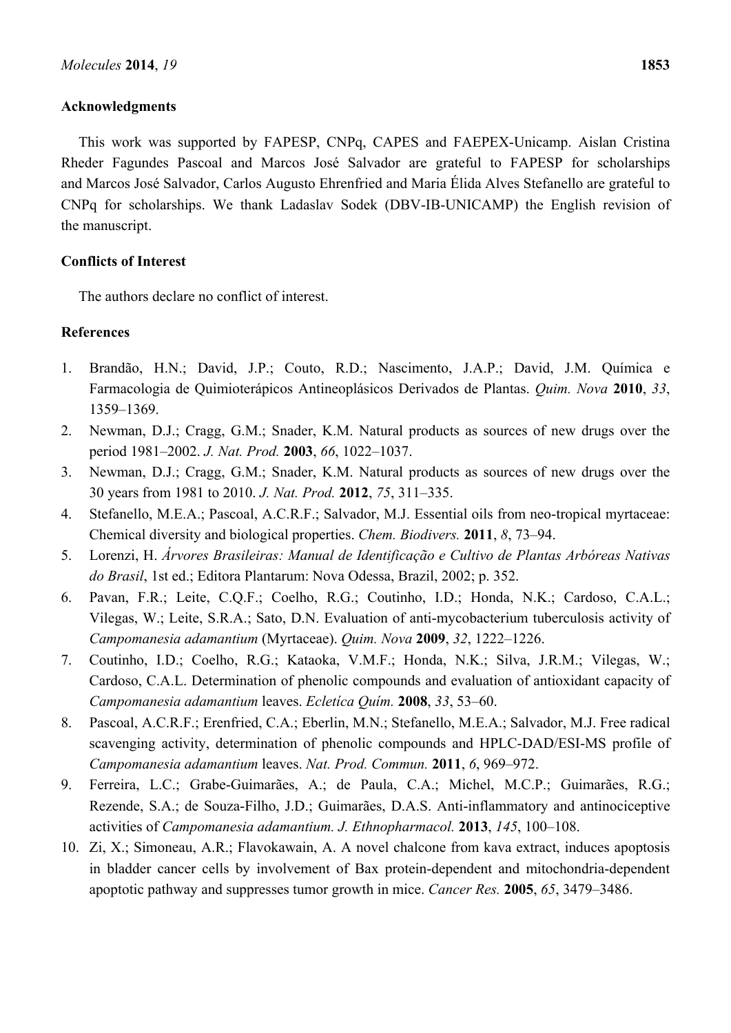## Acknowledgments

This work was supported by FAPESP, CNPq, CAPES and FAEPEX-Unicamp. Aislan Cristina Rheder Fagundes Pascoal and Marcos José Salvador are grateful to FAPESP for scholarships and Marcos José Salvador, Carlos Augusto Ehrenfried and Maria Élida Alves Stefanello are grateful to CNPq for scholarships. We thank Ladaslav Sodek (DBV-IB-UNICAMP) the English revision of the manuscript.

## Conflicts of Interest

The authors declare no conflict of interest.

## References

1. Brandão, H.N.; David, J.P.; Couto, R.D.; Nascimento, J.A.P.; David, J.M. Química e Farmacologia de Quimioterápicos Antineoplásicos Derivados de Plantas. *Quim. Nova* **2010**, *33*, 1359–1369.
2. Newman, D.J.; Cragg, G.M.; Snader, K.M. Natural products as sources of new drugs over the period 1981–2002. *J. Nat. Prod.* **2003**, *66*, 1022–1037.
3. Newman, D.J.; Cragg, G.M.; Snader, K.M. Natural products as sources of new drugs over the 30 years from 1981 to 2010. *J. Nat. Prod.* **2012**, *75*, 311–335.
4. Stefanello, M.E.A.; Pascoal, A.C.R.F.; Salvador, M.J. Essential oils from neo-tropical myrtaceae: Chemical diversity and biological properties. *Chem. Biodivers.* **2011**, *8*, 73–94.
5. Lorenzi, H. *Árvores Brasileiras: Manual de Identificação e Cultivo de Plantas Arbóreas Nativas do Brasil*, 1st ed.; Editora Plantarum: Nova Odessa, Brazil, 2002; p. 352.
6. Pavan, F.R.; Leite, C.Q.F.; Coelho, R.G.; Coutinho, I.D.; Honda, N.K.; Cardoso, C.A.L.; Vilegas, W.; Leite, S.R.A.; Sato, D.N. Evaluation of anti-mycobacterium tuberculosis activity of *Campomanesia adamantium* (Myrtaceae). *Quim. Nova* **2009**, *32*, 1222–1226.
7. Coutinho, I.D.; Coelho, R.G.; Kataoka, V.M.F.; Honda, N.K.; Silva, J.R.M.; Vilegas, W.; Cardoso, C.A.L. Determination of phenolic compounds and evaluation of antioxidant capacity of *Campomanesia adamantium* leaves. *Ecletíca Quím.* **2008**, *33*, 53–60.
8. Pascoal, A.C.R.F.; Erenfried, C.A.; Eberlin, M.N.; Stefanello, M.E.A.; Salvador, M.J. Free radical scavenging activity, determination of phenolic compounds and HPLC-DAD/ESI-MS profile of *Campomanesia adamantium* leaves. *Nat. Prod. Commun.* **2011**, *6*, 969–972.
9. Ferreira, L.C.; Grabe-Guimarães, A.; de Paula, C.A.; Michel, M.C.P.; Guimarães, R.G.; Rezende, S.A.; de Souza-Filho, J.D.; Guimarães, D.A.S. Anti-inflammatory and antinociceptive activities of *Campomanesia adamantium. J. Ethnopharmacol.* **2013**, *145*, 100–108.
10. Zi, X.; Simoneau, A.R.; Flavokawain, A. A novel chalcone from kava extract, induces apoptosis in bladder cancer cells by involvement of Bax protein-dependent and mitochondria-dependent apoptotic pathway and suppresses tumor growth in mice. *Cancer Res.* **2005**, *65*, 3479–3486.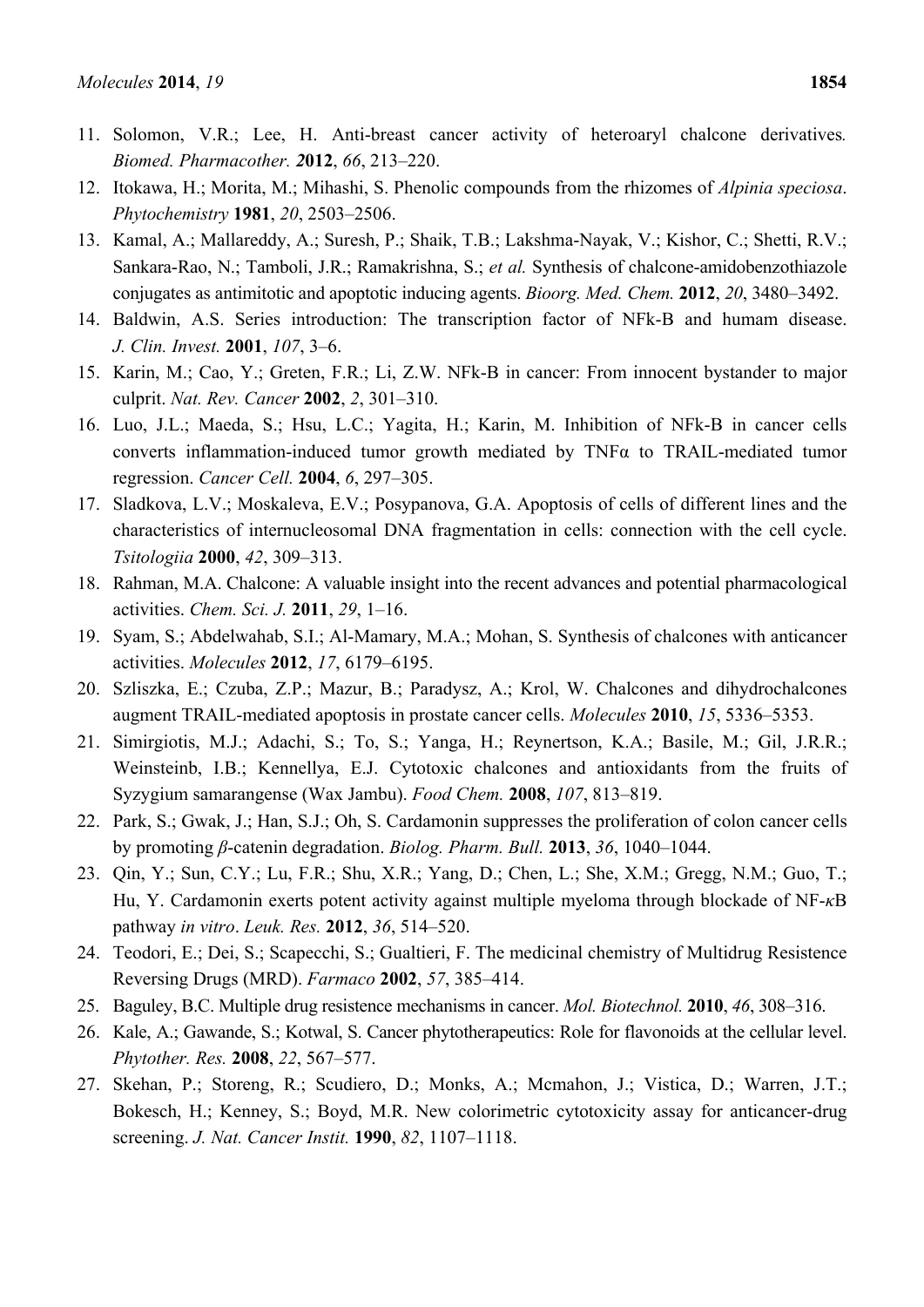11. Solomon, V.R.; Lee, H. Anti-breast cancer activity of heteroaryl chalcone derivatives*. Biomed. Pharmacother. 2*012, *66*, 213–220.
12. Itokawa, H.; Morita, M.; Mihashi, S. Phenolic compounds from the rhizomes of *Alpinia speciosa*. *Phytochemistry* **1981**, *20*, 2503–2506.
13. Kamal, A.; Mallareddy, A.; Suresh, P.; Shaik, T.B.; Lakshma-Nayak, V.; Kishor, C.; Shetti, R.V.; Sankara-Rao, N.; Tamboli, J.R.; Ramakrishna, S.; *et al.* Synthesis of chalcone-amidobenzothiazole conjugates as antimitotic and apoptotic inducing agents. *Bioorg. Med. Chem.* **2012**, *20*, 3480–3492.
14. Baldwin, A.S. Series introduction: The transcription factor of NFk-B and humam disease. *J. Clin. Invest.* **2001**, *107*, 3–6.
15. Karin, M.; Cao, Y.; Greten, F.R.; Li, Z.W. NFk-B in cancer: From innocent bystander to major culprit. *Nat. Rev. Cancer* **2002**, *2*, 301–310.
16. Luo, J.L.; Maeda, S.; Hsu, L.C.; Yagita, H.; Karin, M. Inhibition of NFk-B in cancer cells converts inflammation-induced tumor growth mediated by TNFα to TRAIL-mediated tumor regression. *Cancer Cell.* **2004**, *6*, 297–305.
17. Sladkova, L.V.; Moskaleva, E.V.; Posypanova, G.A. Apoptosis of cells of different lines and the characteristics of internucleosomal DNA fragmentation in cells: connection with the cell cycle. *Tsitologiia* **2000**, *42*, 309–313.
18. Rahman, M.A. Chalcone: A valuable insight into the recent advances and potential pharmacological activities. *Chem. Sci. J.* **2011**, *29*, 1–16.
19. Syam, S.; Abdelwahab, S.I.; Al-Mamary, M.A.; Mohan, S. Synthesis of chalcones with anticancer activities. *Molecules* **2012**, *17*, 6179–6195.
20. Szliszka, E.; Czuba, Z.P.; Mazur, B.; Paradysz, A.; Krol, W. Chalcones and dihydrochalcones augment TRAIL-mediated apoptosis in prostate cancer cells. *Molecules* **2010**, *15*, 5336–5353.
21. Simirgiotis, M.J.; Adachi, S.; To, S.; Yanga, H.; Reynertson, K.A.; Basile, M.; Gil, J.R.R.; Weinsteinb, I.B.; Kennellya, E.J. Cytotoxic chalcones and antioxidants from the fruits of Syzygium samarangense (Wax Jambu). *Food Chem.* **2008**, *107*, 813–819.
22. Park, S.; Gwak, J.; Han, S.J.; Oh, S. Cardamonin suppresses the proliferation of colon cancer cells by promoting *β*-catenin degradation. *Biolog. Pharm. Bull.* **2013**, *36*, 1040–1044.
23. Qin, Y.; Sun, C.Y.; Lu, F.R.; Shu, X.R.; Yang, D.; Chen, L.; She, X.M.; Gregg, N.M.; Guo, T.; Hu, Y. Cardamonin exerts potent activity against multiple myeloma through blockade of NF-*κ*B pathway *in vitro*. *Leuk. Res.* **2012**, *36*, 514–520.
24. Teodori, E.; Dei, S.; Scapecchi, S.; Gualtieri, F. The medicinal chemistry of Multidrug Resistence Reversing Drugs (MRD). *Farmaco* **2002**, *57*, 385–414.
25. Baguley, B.C. Multiple drug resistence mechanisms in cancer. *Mol. Biotechnol.* **2010**, *46*, 308–316.
26. Kale, A.; Gawande, S.; Kotwal, S. Cancer phytotherapeutics: Role for flavonoids at the cellular level. *Phytother. Res.* **2008**, *22*, 567–577.
27. Skehan, P.; Storeng, R.; Scudiero, D.; Monks, A.; Mcmahon, J.; Vistica, D.; Warren, J.T.; Bokesch, H.; Kenney, S.; Boyd, M.R. New colorimetric cytotoxicity assay for anticancer-drug screening. *J. Nat. Cancer Instit.* **1990**, *82*, 1107–1118.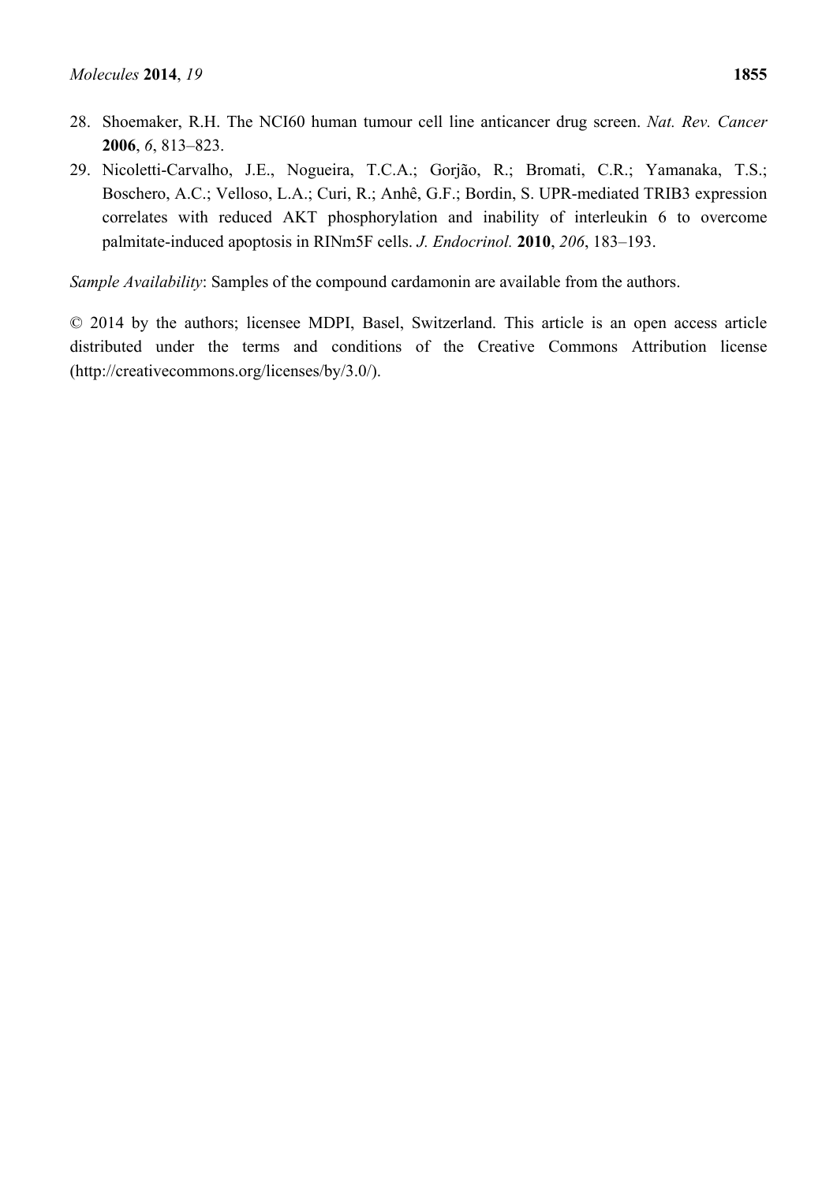28. Shoemaker, R.H. The NCI60 human tumour cell line anticancer drug screen. *Nat. Rev. Cancer* **2006**, *6*, 813–823.
29. Nicoletti-Carvalho, J.E., Nogueira, T.C.A.; Gorjão, R.; Bromati, C.R.; Yamanaka, T.S.; Boschero, A.C.; Velloso, L.A.; Curi, R.; Anhê, G.F.; Bordin, S. UPR-mediated TRIB3 expression correlates with reduced AKT phosphorylation and inability of interleukin 6 to overcome palmitate-induced apoptosis in RINm5F cells. *J. Endocrinol.* **2010**, *206*, 183–193.

*Sample Availability*: Samples of the compound cardamonin are available from the authors.

© 2014 by the authors; licensee MDPI, Basel, Switzerland. This article is an open access article distributed under the terms and conditions of the Creative Commons Attribution license (http://creativecommons.org/licenses/by/3.0/).